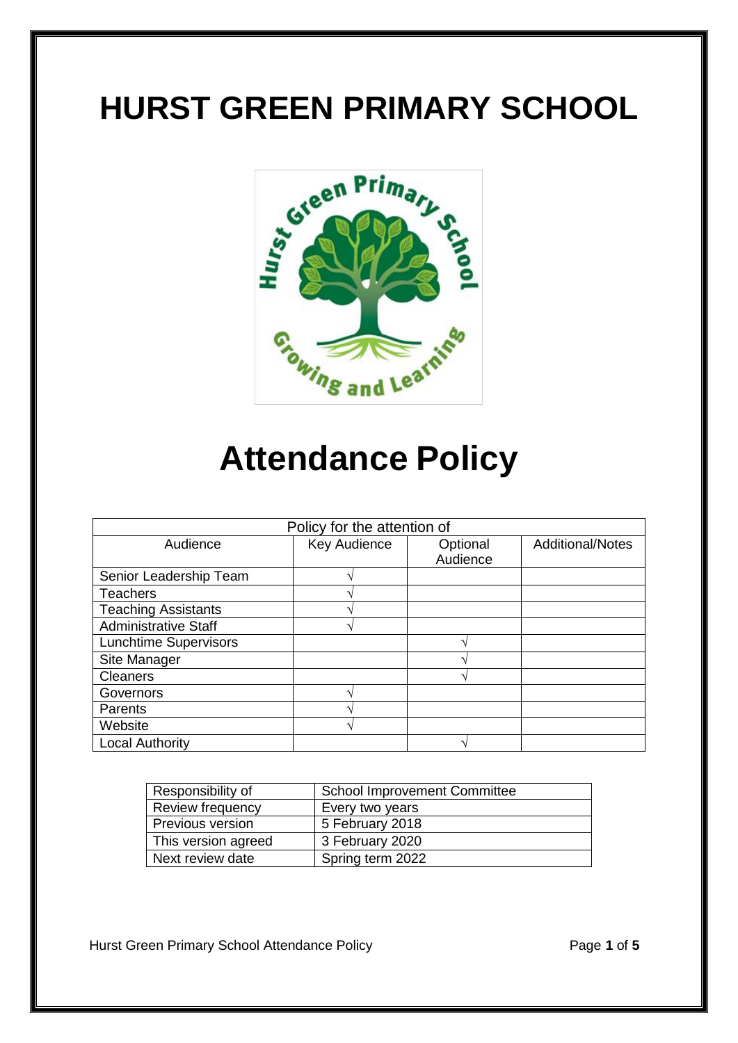# HURST GREEN PRIMARY SCHOOL

# Attendance Policy

| Policy for the attention of | | | |
|---|---|---|---|
| Audience | Key Audience | Optional Audience | Additional/Notes |
| Senior Leadership Team | √ | | |
| Teachers | √ | | |
| Teaching Assistants | √ | | |
| Administrative Staff | √ | | |
| Lunchtime Supervisors | | √ | |
| Site Manager | | √ | |
| Cleaners | | √ | |
| Governors | √ | | |
| Parents | √ | | |
| Website | √ | | |
| Local Authority | | √ | |

| Responsibility of | School Improvement Committee |
|---|---|
| Review frequency | Every two years |
| Previous version | 5 February 2018 |
| This version agreed | 3 February 2020 |
| Next review date | Spring term 2022 |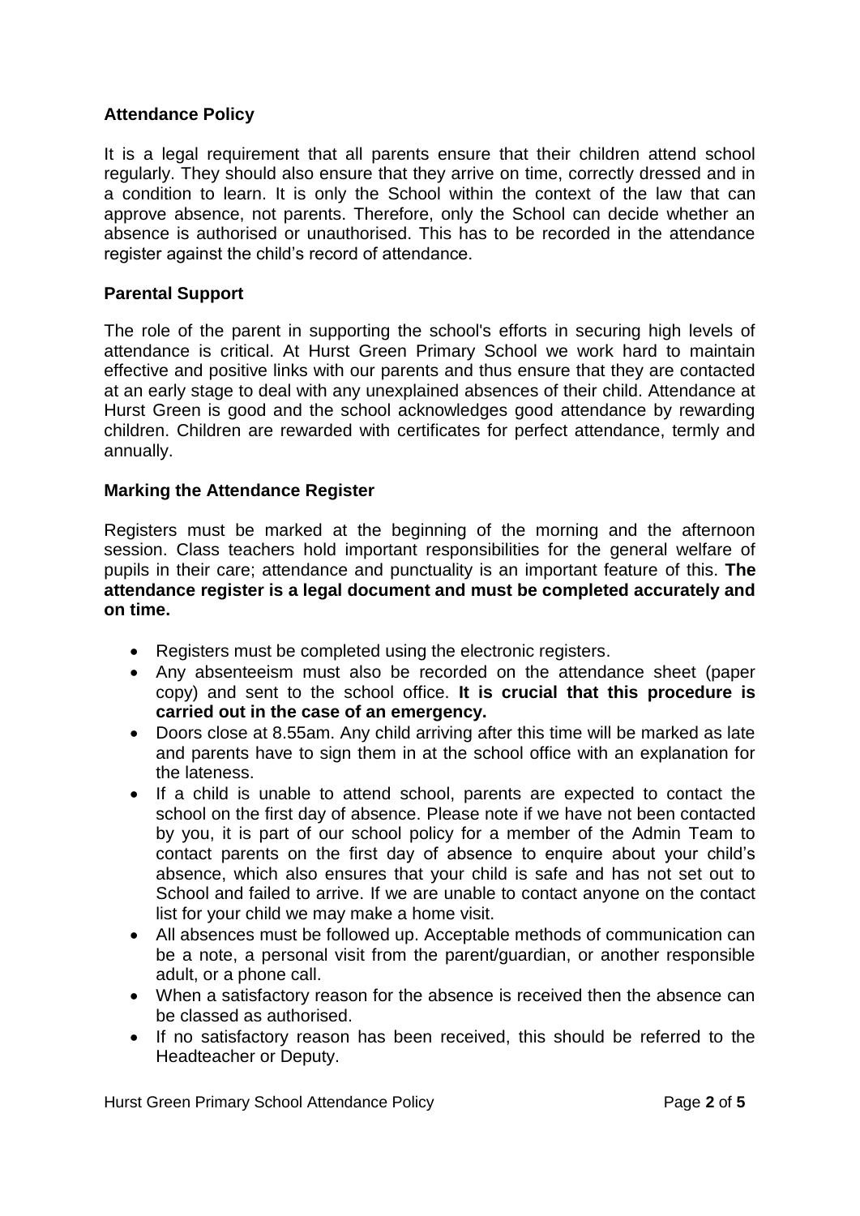## Attendance Policy

It is a legal requirement that all parents ensure that their children attend school regularly. They should also ensure that they arrive on time, correctly dressed and in a condition to learn. It is only the School within the context of the law that can approve absence, not parents. Therefore, only the School can decide whether an absence is authorised or unauthorised. This has to be recorded in the attendance register against the child's record of attendance.

## Parental Support

The role of the parent in supporting the school's efforts in securing high levels of attendance is critical. At Hurst Green Primary School we work hard to maintain effective and positive links with our parents and thus ensure that they are contacted at an early stage to deal with any unexplained absences of their child. Attendance at Hurst Green is good and the school acknowledges good attendance by rewarding children. Children are rewarded with certificates for perfect attendance, termly and annually.

## Marking the Attendance Register

Registers must be marked at the beginning of the morning and the afternoon session. Class teachers hold important responsibilities for the general welfare of pupils in their care; attendance and punctuality is an important feature of this. **The attendance register is a legal document and must be completed accurately and on time.**

- Registers must be completed using the electronic registers.
- Any absenteeism must also be recorded on the attendance sheet (paper copy) and sent to the school office. **It is crucial that this procedure is carried out in the case of an emergency.**
- Doors close at 8.55am. Any child arriving after this time will be marked as late and parents have to sign them in at the school office with an explanation for the lateness.
- If a child is unable to attend school, parents are expected to contact the school on the first day of absence. Please note if we have not been contacted by you, it is part of our school policy for a member of the Admin Team to contact parents on the first day of absence to enquire about your child's absence, which also ensures that your child is safe and has not set out to School and failed to arrive. If we are unable to contact anyone on the contact list for your child we may make a home visit.
- All absences must be followed up. Acceptable methods of communication can be a note, a personal visit from the parent/guardian, or another responsible adult, or a phone call.
- When a satisfactory reason for the absence is received then the absence can be classed as authorised.
- If no satisfactory reason has been received, this should be referred to the Headteacher or Deputy.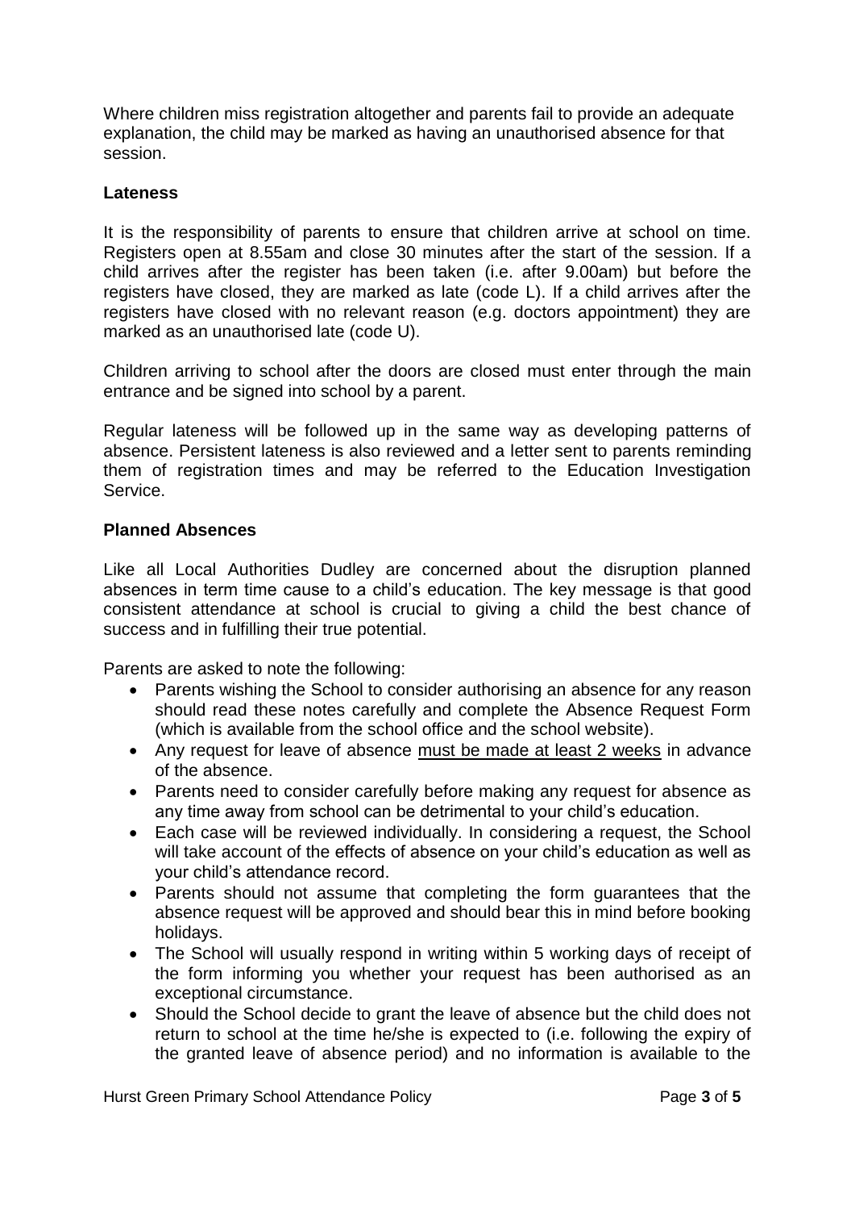Where children miss registration altogether and parents fail to provide an adequate explanation, the child may be marked as having an unauthorised absence for that session.

**Lateness**

It is the responsibility of parents to ensure that children arrive at school on time. Registers open at 8.55am and close 30 minutes after the start of the session. If a child arrives after the register has been taken (i.e. after 9.00am) but before the registers have closed, they are marked as late (code L). If a child arrives after the registers have closed with no relevant reason (e.g. doctors appointment) they are marked as an unauthorised late (code U).

Children arriving to school after the doors are closed must enter through the main entrance and be signed into school by a parent.

Regular lateness will be followed up in the same way as developing patterns of absence. Persistent lateness is also reviewed and a letter sent to parents reminding them of registration times and may be referred to the Education Investigation Service.

**Planned Absences**

Like all Local Authorities Dudley are concerned about the disruption planned absences in term time cause to a child's education. The key message is that good consistent attendance at school is crucial to giving a child the best chance of success and in fulfilling their true potential.

Parents are asked to note the following:

- Parents wishing the School to consider authorising an absence for any reason should read these notes carefully and complete the Absence Request Form (which is available from the school office and the school website).
- Any request for leave of absence <u>must be made at least 2 weeks</u> in advance of the absence.
- Parents need to consider carefully before making any request for absence as any time away from school can be detrimental to your child's education.
- Each case will be reviewed individually. In considering a request, the School will take account of the effects of absence on your child's education as well as your child's attendance record.
- Parents should not assume that completing the form guarantees that the absence request will be approved and should bear this in mind before booking holidays.
- The School will usually respond in writing within 5 working days of receipt of the form informing you whether your request has been authorised as an exceptional circumstance.
- Should the School decide to grant the leave of absence but the child does not return to school at the time he/she is expected to (i.e. following the expiry of the granted leave of absence period) and no information is available to the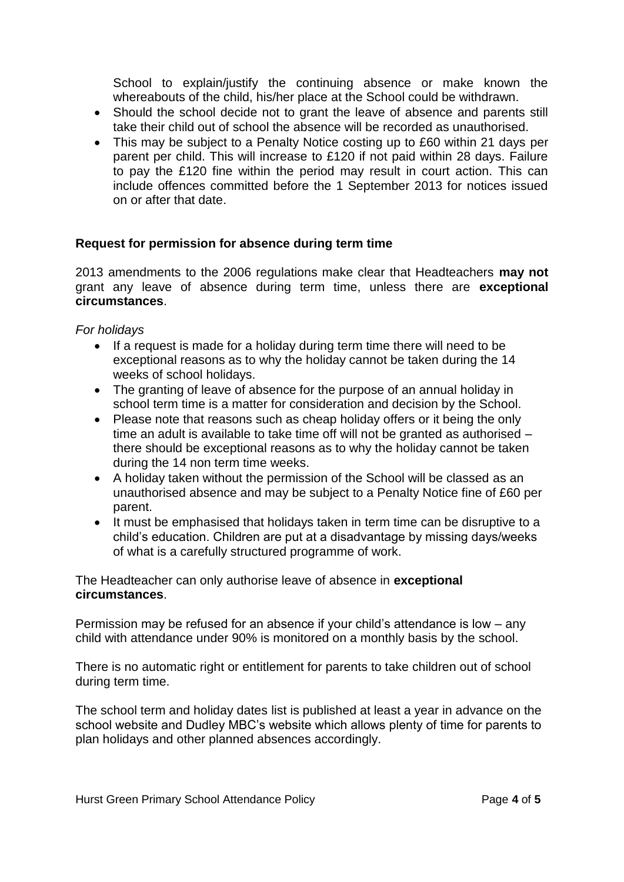School to explain/justify the continuing absence or make known the whereabouts of the child, his/her place at the School could be withdrawn.

- Should the school decide not to grant the leave of absence and parents still take their child out of school the absence will be recorded as unauthorised.
- This may be subject to a Penalty Notice costing up to £60 within 21 days per parent per child. This will increase to £120 if not paid within 28 days. Failure to pay the £120 fine within the period may result in court action. This can include offences committed before the 1 September 2013 for notices issued on or after that date.

**Request for permission for absence during term time**

2013 amendments to the 2006 regulations make clear that Headteachers **may not** grant any leave of absence during term time, unless there are **exceptional circumstances**.

*For holidays*

- If a request is made for a holiday during term time there will need to be exceptional reasons as to why the holiday cannot be taken during the 14 weeks of school holidays.
- The granting of leave of absence for the purpose of an annual holiday in school term time is a matter for consideration and decision by the School.
- Please note that reasons such as cheap holiday offers or it being the only time an adult is available to take time off will not be granted as authorised – there should be exceptional reasons as to why the holiday cannot be taken during the 14 non term time weeks.
- A holiday taken without the permission of the School will be classed as an unauthorised absence and may be subject to a Penalty Notice fine of £60 per parent.
- It must be emphasised that holidays taken in term time can be disruptive to a child's education. Children are put at a disadvantage by missing days/weeks of what is a carefully structured programme of work.

The Headteacher can only authorise leave of absence in **exceptional circumstances**.

Permission may be refused for an absence if your child's attendance is low – any child with attendance under 90% is monitored on a monthly basis by the school.

There is no automatic right or entitlement for parents to take children out of school during term time.

The school term and holiday dates list is published at least a year in advance on the school website and Dudley MBC's website which allows plenty of time for parents to plan holidays and other planned absences accordingly.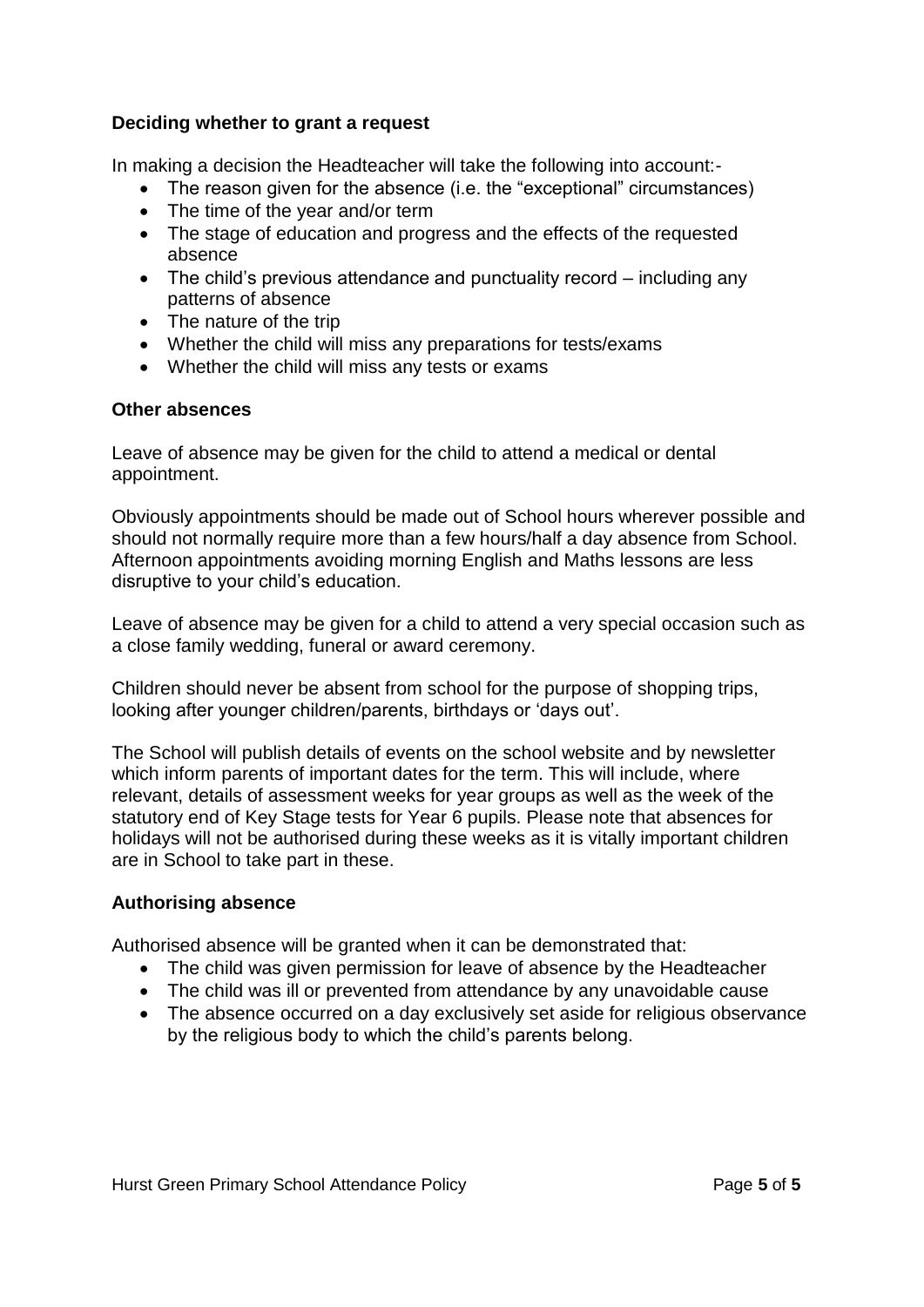**Deciding whether to grant a request**

In making a decision the Headteacher will take the following into account:-

- The reason given for the absence (i.e. the "exceptional" circumstances)
- The time of the year and/or term
- The stage of education and progress and the effects of the requested absence
- The child's previous attendance and punctuality record – including any patterns of absence
- The nature of the trip
- Whether the child will miss any preparations for tests/exams
- Whether the child will miss any tests or exams

**Other absences**

Leave of absence may be given for the child to attend a medical or dental appointment.

Obviously appointments should be made out of School hours wherever possible and should not normally require more than a few hours/half a day absence from School. Afternoon appointments avoiding morning English and Maths lessons are less disruptive to your child's education.

Leave of absence may be given for a child to attend a very special occasion such as a close family wedding, funeral or award ceremony.

Children should never be absent from school for the purpose of shopping trips, looking after younger children/parents, birthdays or 'days out'.

The School will publish details of events on the school website and by newsletter which inform parents of important dates for the term. This will include, where relevant, details of assessment weeks for year groups as well as the week of the statutory end of Key Stage tests for Year 6 pupils. Please note that absences for holidays will not be authorised during these weeks as it is vitally important children are in School to take part in these.

**Authorising absence**

Authorised absence will be granted when it can be demonstrated that:

- The child was given permission for leave of absence by the Headteacher
- The child was ill or prevented from attendance by any unavoidable cause
- The absence occurred on a day exclusively set aside for religious observance by the religious body to which the child's parents belong.